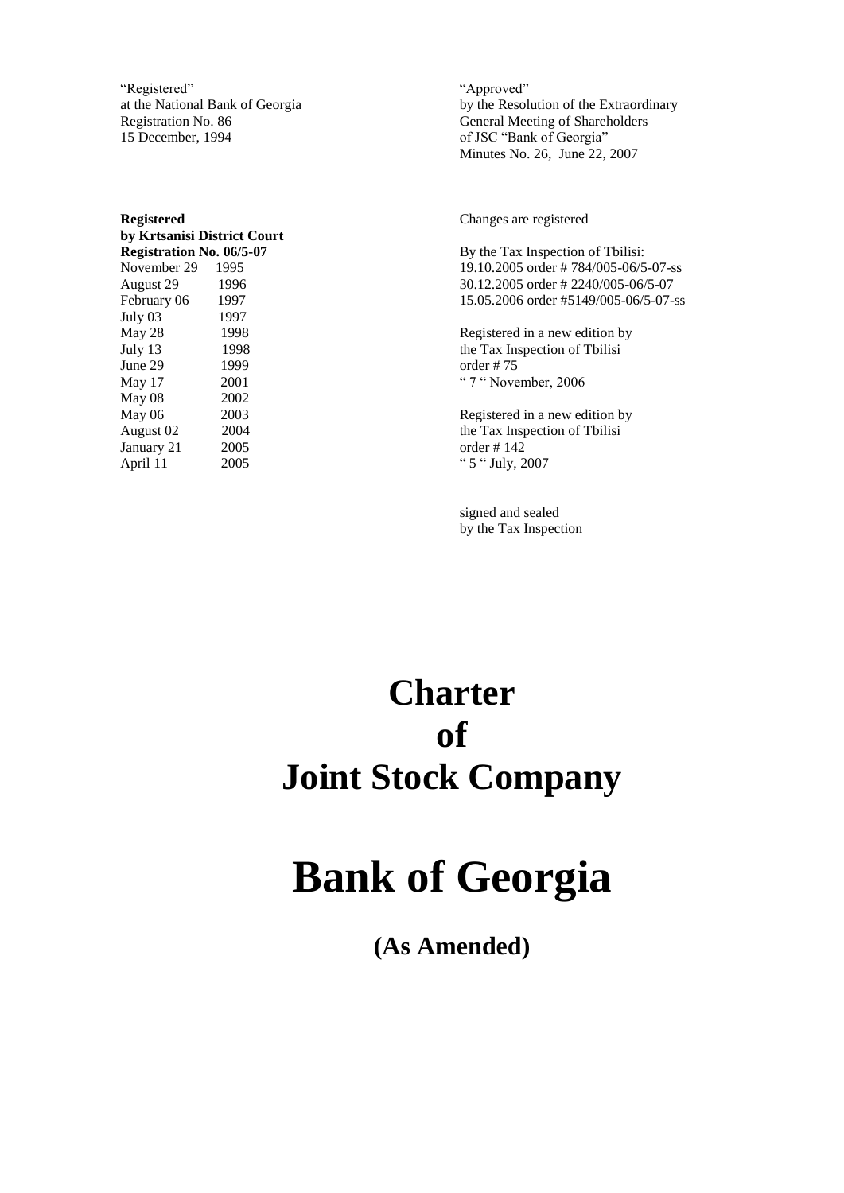"Registered"
at the National Bank of Georgia
Registration No. 86
15 December, 1994

"Approved"
by the Resolution of the Extraordinary
General Meeting of Shareholders
of JSC "Bank of Georgia"
Minutes No. 26, June 22, 2007

**Registered**
**by Krtsanisi District Court**
**Registration No. 06/5-07**

| | |
|---|---|
| November 29 | 1995 |
| August 29 | 1996 |
| February 06 | 1997 |
| July 03 | 1997 |
| May 28 | 1998 |
| July 13 | 1998 |
| June 29 | 1999 |
| May 17 | 2001 |
| May 08 | 2002 |
| May 06 | 2003 |
| August 02 | 2004 |
| January 21 | 2005 |
| April 11 | 2005 |

Changes are registered

By the Tax Inspection of Tbilisi:
19.10.2005 order # 784/005-06/5-07-ss
30.12.2005 order # 2240/005-06/5-07
15.05.2006 order #5149/005-06/5-07-ss

Registered in a new edition by
the Tax Inspection of Tbilisi
order # 75
" 7 " November, 2006

Registered in a new edition by
the Tax Inspection of Tbilisi
order # 142
" 5 " July, 2007

signed and sealed
by the Tax Inspection

# Charter of Joint Stock Company

# Bank of Georgia

## (As Amended)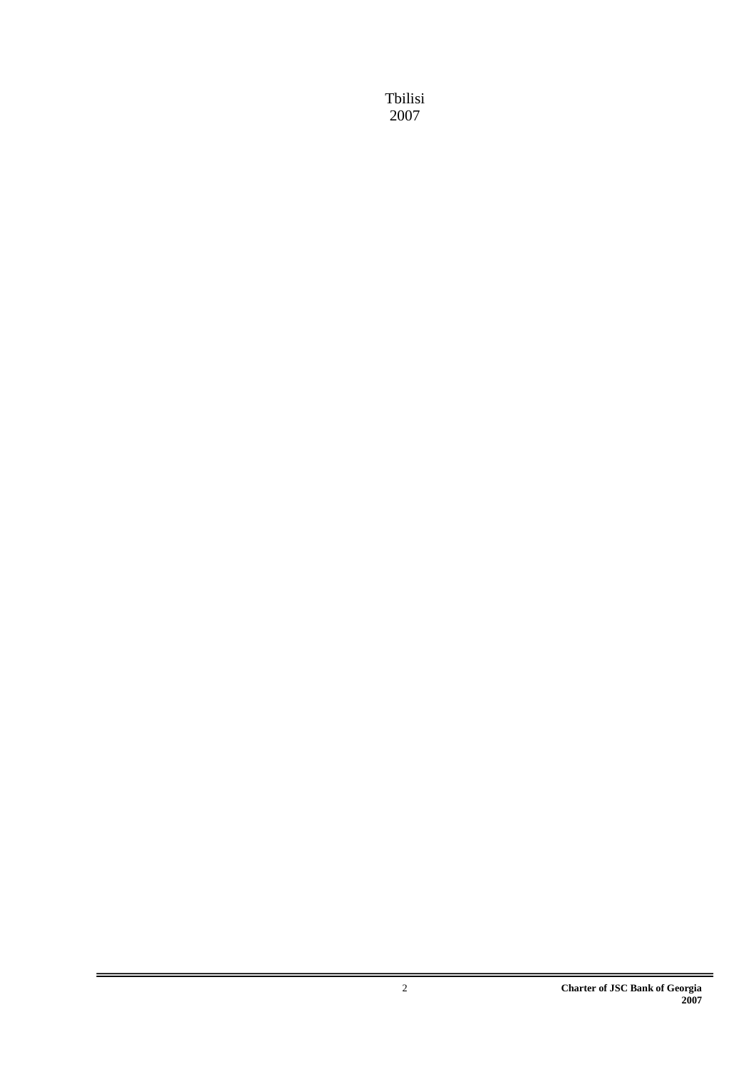Tbilisi
2007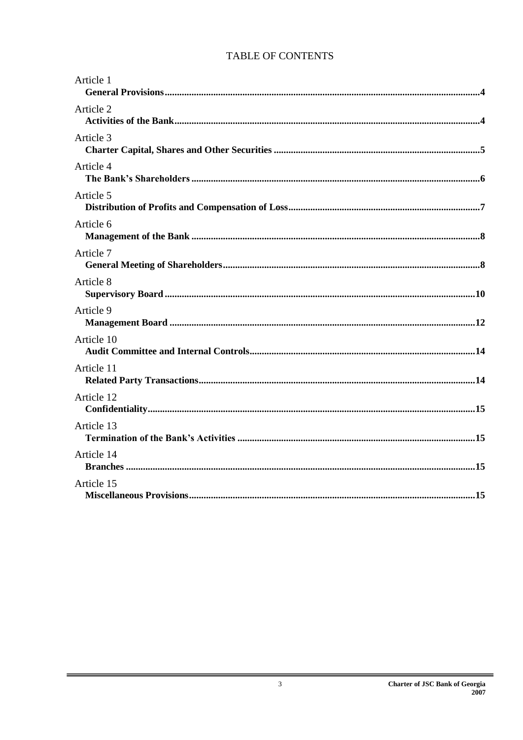# TABLE OF CONTENTS

Article 1
**General Provisions** ... **4**

Article 2
**Activities of the Bank** ... **4**

Article 3
**Charter Capital, Shares and Other Securities** ... **5**

Article 4
**The Bank's Shareholders** ... **6**

Article 5
**Distribution of Profits and Compensation of Loss** ... **7**

Article 6
**Management of the Bank** ... **8**

Article 7
**General Meeting of Shareholders** ... **8**

Article 8
**Supervisory Board** ... **10**

Article 9
**Management Board** ... **12**

Article 10
**Audit Committee and Internal Controls** ... **14**

Article 11
**Related Party Transactions** ... **14**

Article 12
**Confidentiality** ... **15**

Article 13
**Termination of the Bank's Activities** ... **15**

Article 14
**Branches** ... **15**

Article 15
**Miscellaneous Provisions** ... **15**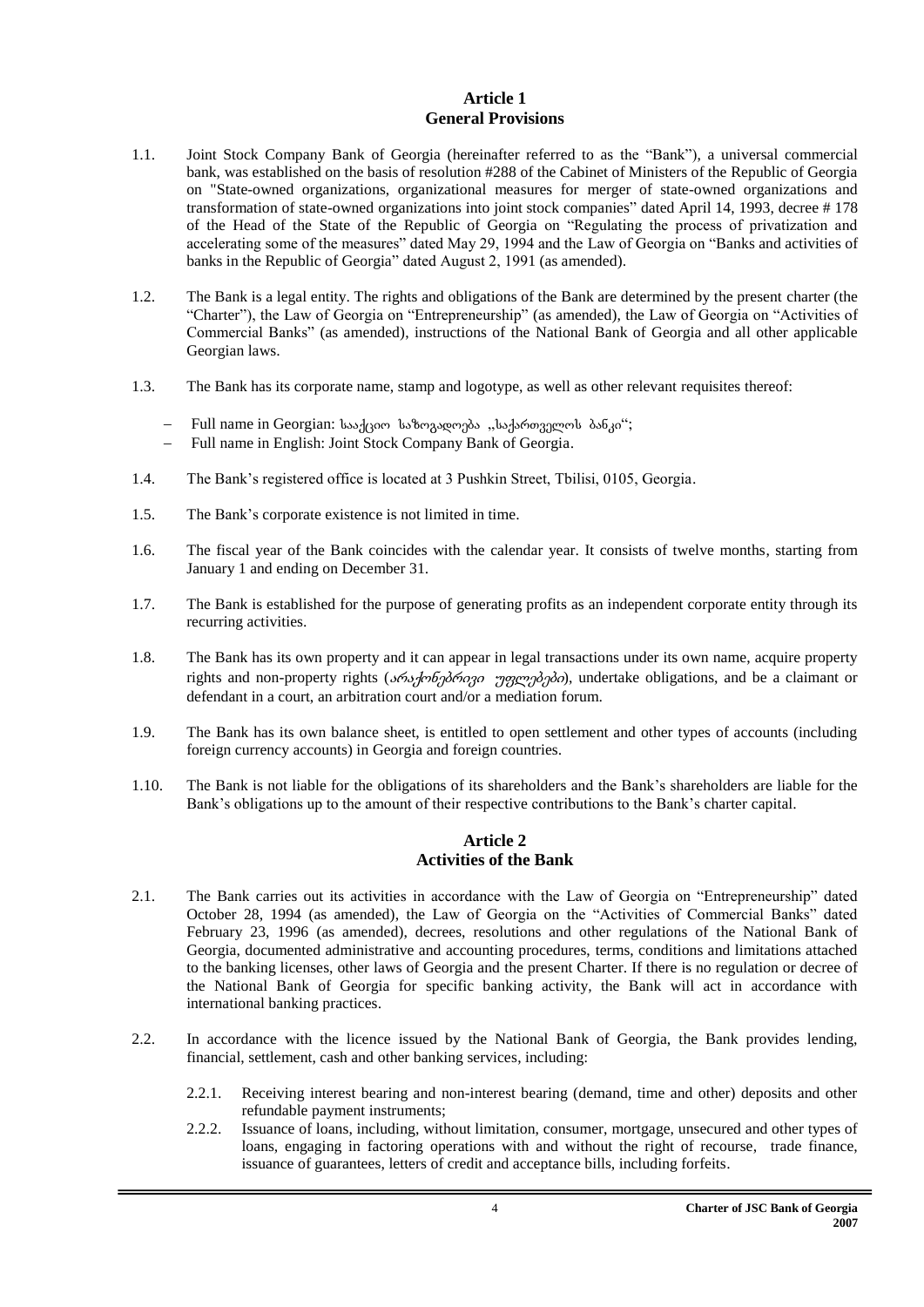## Article 1
## General Provisions

1.1. Joint Stock Company Bank of Georgia (hereinafter referred to as the "Bank"), a universal commercial bank, was established on the basis of resolution #288 of the Cabinet of Ministers of the Republic of Georgia on "State-owned organizations, organizational measures for merger of state-owned organizations and transformation of state-owned organizations into joint stock companies" dated April 14, 1993, decree # 178 of the Head of the State of the Republic of Georgia on "Regulating the process of privatization and accelerating some of the measures" dated May 29, 1994 and the Law of Georgia on "Banks and activities of banks in the Republic of Georgia" dated August 2, 1991 (as amended).

1.2. The Bank is a legal entity. The rights and obligations of the Bank are determined by the present charter (the "Charter"), the Law of Georgia on "Entrepreneurship" (as amended), the Law of Georgia on "Activities of Commercial Banks" (as amended), instructions of the National Bank of Georgia and all other applicable Georgian laws.

1.3. The Bank has its corporate name, stamp and logotype, as well as other relevant requisites thereof:

- Full name in Georgian: სააქციო საზოგადოება „საქართველოს ბანკი";
- Full name in English: Joint Stock Company Bank of Georgia.

1.4. The Bank's registered office is located at 3 Pushkin Street, Tbilisi, 0105, Georgia.

1.5. The Bank's corporate existence is not limited in time.

1.6. The fiscal year of the Bank coincides with the calendar year. It consists of twelve months, starting from January 1 and ending on December 31.

1.7. The Bank is established for the purpose of generating profits as an independent corporate entity through its recurring activities.

1.8. The Bank has its own property and it can appear in legal transactions under its own name, acquire property rights and non-property rights (*არაქონებრივი უფლებები*), undertake obligations, and be a claimant or defendant in a court, an arbitration court and/or a mediation forum.

1.9. The Bank has its own balance sheet, is entitled to open settlement and other types of accounts (including foreign currency accounts) in Georgia and foreign countries.

1.10. The Bank is not liable for the obligations of its shareholders and the Bank's shareholders are liable for the Bank's obligations up to the amount of their respective contributions to the Bank's charter capital.

## Article 2
## Activities of the Bank

2.1. The Bank carries out its activities in accordance with the Law of Georgia on "Entrepreneurship" dated October 28, 1994 (as amended), the Law of Georgia on the "Activities of Commercial Banks" dated February 23, 1996 (as amended), decrees, resolutions and other regulations of the National Bank of Georgia, documented administrative and accounting procedures, terms, conditions and limitations attached to the banking licenses, other laws of Georgia and the present Charter. If there is no regulation or decree of the National Bank of Georgia for specific banking activity, the Bank will act in accordance with international banking practices.

2.2. In accordance with the licence issued by the National Bank of Georgia, the Bank provides lending, financial, settlement, cash and other banking services, including:

2.2.1. Receiving interest bearing and non-interest bearing (demand, time and other) deposits and other refundable payment instruments;

2.2.2. Issuance of loans, including, without limitation, consumer, mortgage, unsecured and other types of loans, engaging in factoring operations with and without the right of recourse, trade finance, issuance of guarantees, letters of credit and acceptance bills, including forfeits.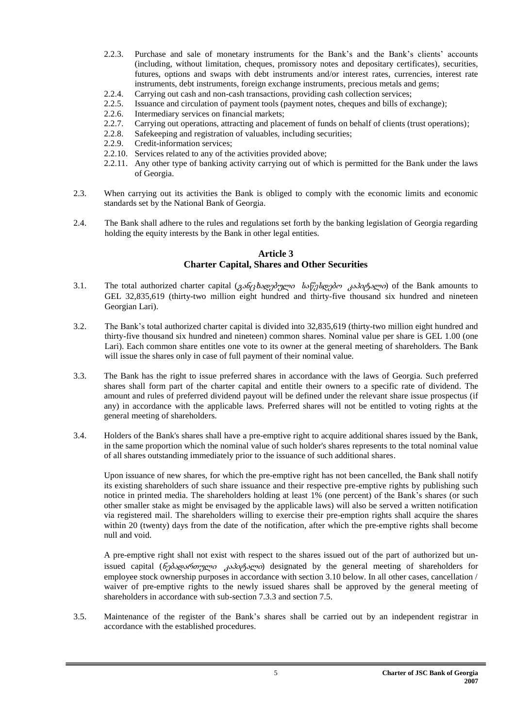2.2.3. Purchase and sale of monetary instruments for the Bank's and the Bank's clients' accounts (including, without limitation, cheques, promissory notes and depositary certificates), securities, futures, options and swaps with debt instruments and/or interest rates, currencies, interest rate instruments, debt instruments, foreign exchange instruments, precious metals and gems;

2.2.4. Carrying out cash and non-cash transactions, providing cash collection services;

2.2.5. Issuance and circulation of payment tools (payment notes, cheques and bills of exchange);

2.2.6. Intermediary services on financial markets;

2.2.7. Carrying out operations, attracting and placement of funds on behalf of clients (trust operations);

2.2.8. Safekeeping and registration of valuables, including securities;

2.2.9. Credit-information services;

2.2.10. Services related to any of the activities provided above;

2.2.11. Any other type of banking activity carrying out of which is permitted for the Bank under the laws of Georgia.

2.3. When carrying out its activities the Bank is obliged to comply with the economic limits and economic standards set by the National Bank of Georgia.

2.4. The Bank shall adhere to the rules and regulations set forth by the banking legislation of Georgia regarding holding the equity interests by the Bank in other legal entities.

## Article 3
## Charter Capital, Shares and Other Securities

3.1. The total authorized charter capital (*განცხადებული საწესდებო კაპიტალი*) of the Bank amounts to GEL 32,835,619 (thirty-two million eight hundred and thirty-five thousand six hundred and nineteen Georgian Lari).

3.2. The Bank's total authorized charter capital is divided into 32,835,619 (thirty-two million eight hundred and thirty-five thousand six hundred and nineteen) common shares. Nominal value per share is GEL 1.00 (one Lari). Each common share entitles one vote to its owner at the general meeting of shareholders. The Bank will issue the shares only in case of full payment of their nominal value.

3.3. The Bank has the right to issue preferred shares in accordance with the laws of Georgia. Such preferred shares shall form part of the charter capital and entitle their owners to a specific rate of dividend. The amount and rules of preferred dividend payout will be defined under the relevant share issue prospectus (if any) in accordance with the applicable laws. Preferred shares will not be entitled to voting rights at the general meeting of shareholders.

3.4. Holders of the Bank's shares shall have a pre-emptive right to acquire additional shares issued by the Bank, in the same proportion which the nominal value of such holder's shares represents to the total nominal value of all shares outstanding immediately prior to the issuance of such additional shares.

Upon issuance of new shares, for which the pre-emptive right has not been cancelled, the Bank shall notify its existing shareholders of such share issuance and their respective pre-emptive rights by publishing such notice in printed media. The shareholders holding at least 1% (one percent) of the Bank's shares (or such other smaller stake as might be envisaged by the applicable laws) will also be served a written notification via registered mail. The shareholders willing to exercise their pre-emption rights shall acquire the shares within 20 (twenty) days from the date of the notification, after which the pre-emptive rights shall become null and void.

A pre-emptive right shall not exist with respect to the shares issued out of the part of authorized but un-issued capital (*ნებადართული კაპიტალი*) designated by the general meeting of shareholders for employee stock ownership purposes in accordance with section 3.10 below. In all other cases, cancellation / waiver of pre-emptive rights to the newly issued shares shall be approved by the general meeting of shareholders in accordance with sub-section 7.3.3 and section 7.5.

3.5. Maintenance of the register of the Bank's shares shall be carried out by an independent registrar in accordance with the established procedures.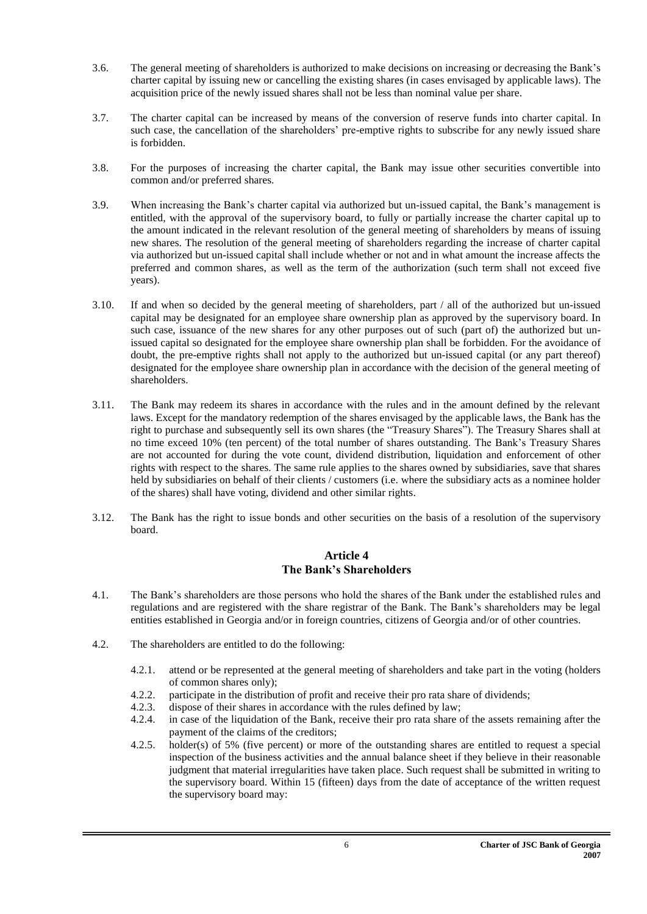3.6. The general meeting of shareholders is authorized to make decisions on increasing or decreasing the Bank's charter capital by issuing new or cancelling the existing shares (in cases envisaged by applicable laws). The acquisition price of the newly issued shares shall not be less than nominal value per share.

3.7. The charter capital can be increased by means of the conversion of reserve funds into charter capital. In such case, the cancellation of the shareholders' pre-emptive rights to subscribe for any newly issued share is forbidden.

3.8. For the purposes of increasing the charter capital, the Bank may issue other securities convertible into common and/or preferred shares.

3.9. When increasing the Bank's charter capital via authorized but un-issued capital, the Bank's management is entitled, with the approval of the supervisory board, to fully or partially increase the charter capital up to the amount indicated in the relevant resolution of the general meeting of shareholders by means of issuing new shares. The resolution of the general meeting of shareholders regarding the increase of charter capital via authorized but un-issued capital shall include whether or not and in what amount the increase affects the preferred and common shares, as well as the term of the authorization (such term shall not exceed five years).

3.10. If and when so decided by the general meeting of shareholders, part / all of the authorized but un-issued capital may be designated for an employee share ownership plan as approved by the supervisory board. In such case, issuance of the new shares for any other purposes out of such (part of) the authorized but un-issued capital so designated for the employee share ownership plan shall be forbidden. For the avoidance of doubt, the pre-emptive rights shall not apply to the authorized but un-issued capital (or any part thereof) designated for the employee share ownership plan in accordance with the decision of the general meeting of shareholders.

3.11. The Bank may redeem its shares in accordance with the rules and in the amount defined by the relevant laws. Except for the mandatory redemption of the shares envisaged by the applicable laws, the Bank has the right to purchase and subsequently sell its own shares (the "Treasury Shares"). The Treasury Shares shall at no time exceed 10% (ten percent) of the total number of shares outstanding. The Bank's Treasury Shares are not accounted for during the vote count, dividend distribution, liquidation and enforcement of other rights with respect to the shares. The same rule applies to the shares owned by subsidiaries, save that shares held by subsidiaries on behalf of their clients / customers (i.e. where the subsidiary acts as a nominee holder of the shares) shall have voting, dividend and other similar rights.

3.12. The Bank has the right to issue bonds and other securities on the basis of a resolution of the supervisory board.

## Article 4
## The Bank's Shareholders

4.1. The Bank's shareholders are those persons who hold the shares of the Bank under the established rules and regulations and are registered with the share registrar of the Bank. The Bank's shareholders may be legal entities established in Georgia and/or in foreign countries, citizens of Georgia and/or of other countries.

4.2. The shareholders are entitled to do the following:

4.2.1. attend or be represented at the general meeting of shareholders and take part in the voting (holders of common shares only);

4.2.2. participate in the distribution of profit and receive their pro rata share of dividends;

4.2.3. dispose of their shares in accordance with the rules defined by law;

4.2.4. in case of the liquidation of the Bank, receive their pro rata share of the assets remaining after the payment of the claims of the creditors;

4.2.5. holder(s) of 5% (five percent) or more of the outstanding shares are entitled to request a special inspection of the business activities and the annual balance sheet if they believe in their reasonable judgment that material irregularities have taken place. Such request shall be submitted in writing to the supervisory board. Within 15 (fifteen) days from the date of acceptance of the written request the supervisory board may: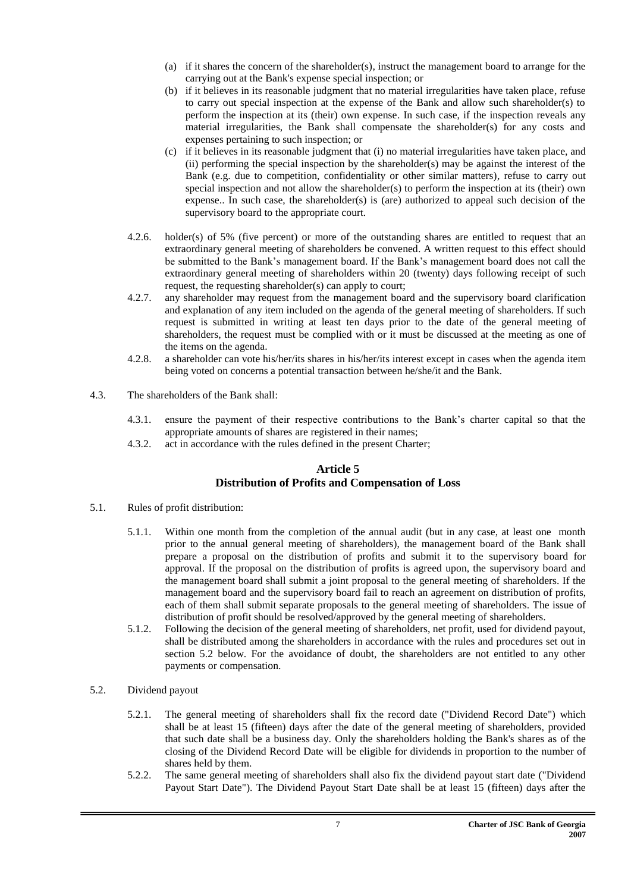(a) if it shares the concern of the shareholder(s), instruct the management board to arrange for the carrying out at the Bank's expense special inspection; or

(b) if it believes in its reasonable judgment that no material irregularities have taken place, refuse to carry out special inspection at the expense of the Bank and allow such shareholder(s) to perform the inspection at its (their) own expense. In such case, if the inspection reveals any material irregularities, the Bank shall compensate the shareholder(s) for any costs and expenses pertaining to such inspection; or

(c) if it believes in its reasonable judgment that (i) no material irregularities have taken place, and (ii) performing the special inspection by the shareholder(s) may be against the interest of the Bank (e.g. due to competition, confidentiality or other similar matters), refuse to carry out special inspection and not allow the shareholder(s) to perform the inspection at its (their) own expense.. In such case, the shareholder(s) is (are) authorized to appeal such decision of the supervisory board to the appropriate court.

4.2.6. holder(s) of 5% (five percent) or more of the outstanding shares are entitled to request that an extraordinary general meeting of shareholders be convened. A written request to this effect should be submitted to the Bank's management board. If the Bank's management board does not call the extraordinary general meeting of shareholders within 20 (twenty) days following receipt of such request, the requesting shareholder(s) can apply to court;

4.2.7. any shareholder may request from the management board and the supervisory board clarification and explanation of any item included on the agenda of the general meeting of shareholders. If such request is submitted in writing at least ten days prior to the date of the general meeting of shareholders, the request must be complied with or it must be discussed at the meeting as one of the items on the agenda.

4.2.8. a shareholder can vote his/her/its shares in his/her/its interest except in cases when the agenda item being voted on concerns a potential transaction between he/she/it and the Bank.

4.3. The shareholders of the Bank shall:

4.3.1. ensure the payment of their respective contributions to the Bank's charter capital so that the appropriate amounts of shares are registered in their names;

4.3.2. act in accordance with the rules defined in the present Charter;

## Article 5
## Distribution of Profits and Compensation of Loss

5.1. Rules of profit distribution:

5.1.1. Within one month from the completion of the annual audit (but in any case, at least one month prior to the annual general meeting of shareholders), the management board of the Bank shall prepare a proposal on the distribution of profits and submit it to the supervisory board for approval. If the proposal on the distribution of profits is agreed upon, the supervisory board and the management board shall submit a joint proposal to the general meeting of shareholders. If the management board and the supervisory board fail to reach an agreement on distribution of profits, each of them shall submit separate proposals to the general meeting of shareholders. The issue of distribution of profit should be resolved/approved by the general meeting of shareholders.

5.1.2. Following the decision of the general meeting of shareholders, net profit, used for dividend payout, shall be distributed among the shareholders in accordance with the rules and procedures set out in section 5.2 below. For the avoidance of doubt, the shareholders are not entitled to any other payments or compensation.

5.2. Dividend payout

5.2.1. The general meeting of shareholders shall fix the record date ("Dividend Record Date") which shall be at least 15 (fifteen) days after the date of the general meeting of shareholders, provided that such date shall be a business day. Only the shareholders holding the Bank's shares as of the closing of the Dividend Record Date will be eligible for dividends in proportion to the number of shares held by them.

5.2.2. The same general meeting of shareholders shall also fix the dividend payout start date ("Dividend Payout Start Date"). The Dividend Payout Start Date shall be at least 15 (fifteen) days after the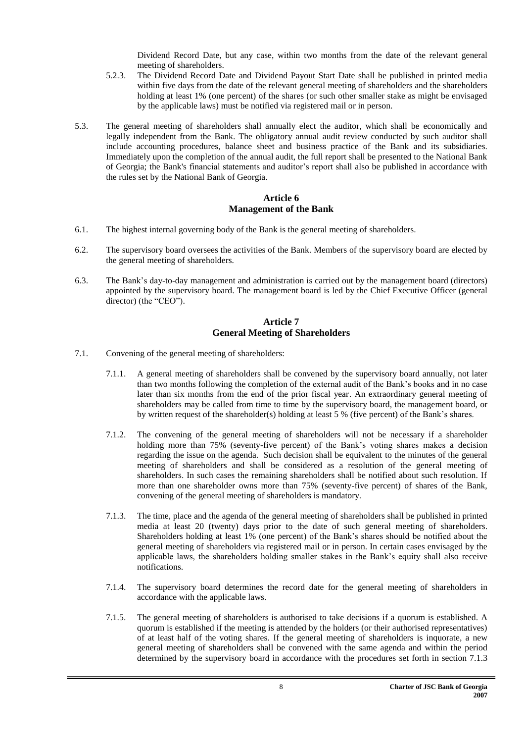Dividend Record Date, but any case, within two months from the date of the relevant general meeting of shareholders.

5.2.3. The Dividend Record Date and Dividend Payout Start Date shall be published in printed media within five days from the date of the relevant general meeting of shareholders and the shareholders holding at least 1% (one percent) of the shares (or such other smaller stake as might be envisaged by the applicable laws) must be notified via registered mail or in person.

5.3. The general meeting of shareholders shall annually elect the auditor, which shall be economically and legally independent from the Bank. The obligatory annual audit review conducted by such auditor shall include accounting procedures, balance sheet and business practice of the Bank and its subsidiaries. Immediately upon the completion of the annual audit, the full report shall be presented to the National Bank of Georgia; the Bank's financial statements and auditor's report shall also be published in accordance with the rules set by the National Bank of Georgia.

## Article 6
## Management of the Bank

6.1. The highest internal governing body of the Bank is the general meeting of shareholders.

6.2. The supervisory board oversees the activities of the Bank. Members of the supervisory board are elected by the general meeting of shareholders.

6.3. The Bank's day-to-day management and administration is carried out by the management board (directors) appointed by the supervisory board. The management board is led by the Chief Executive Officer (general director) (the "CEO").

## Article 7
## General Meeting of Shareholders

7.1. Convening of the general meeting of shareholders:

7.1.1. A general meeting of shareholders shall be convened by the supervisory board annually, not later than two months following the completion of the external audit of the Bank's books and in no case later than six months from the end of the prior fiscal year. An extraordinary general meeting of shareholders may be called from time to time by the supervisory board, the management board, or by written request of the shareholder(s) holding at least 5 % (five percent) of the Bank's shares.

7.1.2. The convening of the general meeting of shareholders will not be necessary if a shareholder holding more than 75% (seventy-five percent) of the Bank's voting shares makes a decision regarding the issue on the agenda. Such decision shall be equivalent to the minutes of the general meeting of shareholders and shall be considered as a resolution of the general meeting of shareholders. In such cases the remaining shareholders shall be notified about such resolution. If more than one shareholder owns more than 75% (seventy-five percent) of shares of the Bank, convening of the general meeting of shareholders is mandatory.

7.1.3. The time, place and the agenda of the general meeting of shareholders shall be published in printed media at least 20 (twenty) days prior to the date of such general meeting of shareholders. Shareholders holding at least 1% (one percent) of the Bank's shares should be notified about the general meeting of shareholders via registered mail or in person. In certain cases envisaged by the applicable laws, the shareholders holding smaller stakes in the Bank's equity shall also receive notifications.

7.1.4. The supervisory board determines the record date for the general meeting of shareholders in accordance with the applicable laws.

7.1.5. The general meeting of shareholders is authorised to take decisions if a quorum is established. A quorum is established if the meeting is attended by the holders (or their authorised representatives) of at least half of the voting shares. If the general meeting of shareholders is inquorate, a new general meeting of shareholders shall be convened with the same agenda and within the period determined by the supervisory board in accordance with the procedures set forth in section 7.1.3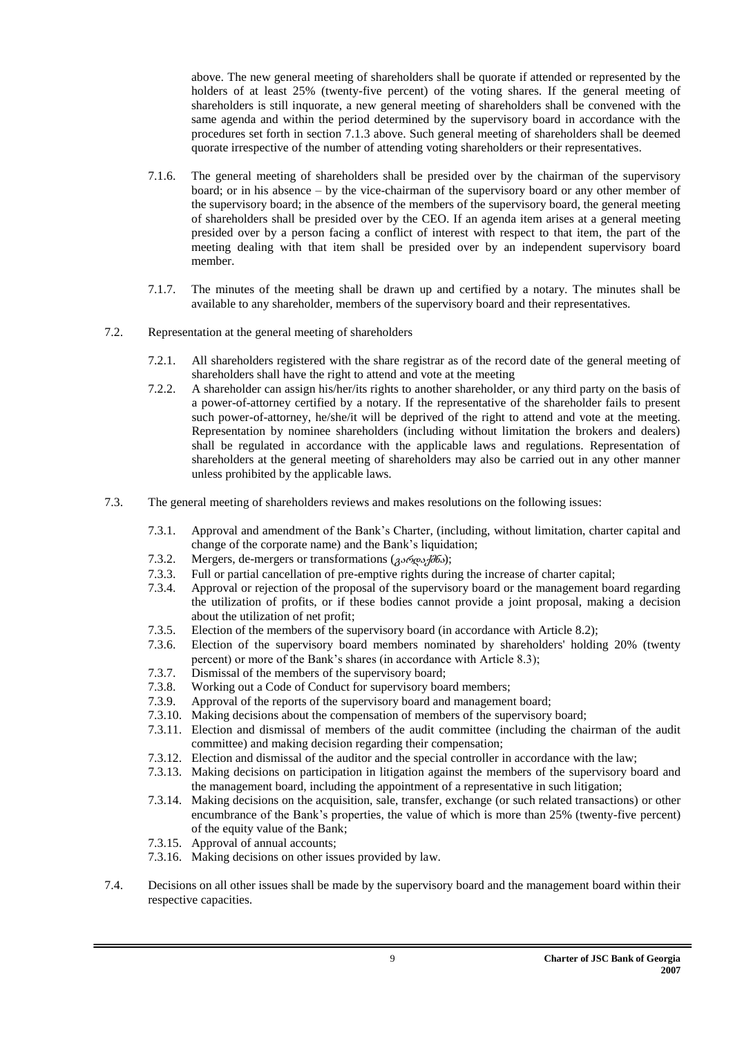above. The new general meeting of shareholders shall be quorate if attended or represented by the holders of at least 25% (twenty-five percent) of the voting shares. If the general meeting of shareholders is still inquorate, a new general meeting of shareholders shall be convened with the same agenda and within the period determined by the supervisory board in accordance with the procedures set forth in section 7.1.3 above. Such general meeting of shareholders shall be deemed quorate irrespective of the number of attending voting shareholders or their representatives.

7.1.6. The general meeting of shareholders shall be presided over by the chairman of the supervisory board; or in his absence – by the vice-chairman of the supervisory board or any other member of the supervisory board; in the absence of the members of the supervisory board, the general meeting of shareholders shall be presided over by the CEO. If an agenda item arises at a general meeting presided over by a person facing a conflict of interest with respect to that item, the part of the meeting dealing with that item shall be presided over by an independent supervisory board member.

7.1.7. The minutes of the meeting shall be drawn up and certified by a notary. The minutes shall be available to any shareholder, members of the supervisory board and their representatives.

7.2. Representation at the general meeting of shareholders

7.2.1. All shareholders registered with the share registrar as of the record date of the general meeting of shareholders shall have the right to attend and vote at the meeting

7.2.2. A shareholder can assign his/her/its rights to another shareholder, or any third party on the basis of a power-of-attorney certified by a notary. If the representative of the shareholder fails to present such power-of-attorney, he/she/it will be deprived of the right to attend and vote at the meeting. Representation by nominee shareholders (including without limitation the brokers and dealers) shall be regulated in accordance with the applicable laws and regulations. Representation of shareholders at the general meeting of shareholders may also be carried out in any other manner unless prohibited by the applicable laws.

7.3. The general meeting of shareholders reviews and makes resolutions on the following issues:

7.3.1. Approval and amendment of the Bank's Charter, (including, without limitation, charter capital and change of the corporate name) and the Bank's liquidation;

7.3.2. Mergers, de-mergers or transformations (გარდაქმნა);

7.3.3. Full or partial cancellation of pre-emptive rights during the increase of charter capital;

7.3.4. Approval or rejection of the proposal of the supervisory board or the management board regarding the utilization of profits, or if these bodies cannot provide a joint proposal, making a decision about the utilization of net profit;

7.3.5. Election of the members of the supervisory board (in accordance with Article 8.2);

7.3.6. Election of the supervisory board members nominated by shareholders' holding 20% (twenty percent) or more of the Bank's shares (in accordance with Article 8.3);

7.3.7. Dismissal of the members of the supervisory board;

7.3.8. Working out a Code of Conduct for supervisory board members;

7.3.9. Approval of the reports of the supervisory board and management board;

7.3.10. Making decisions about the compensation of members of the supervisory board;

7.3.11. Election and dismissal of members of the audit committee (including the chairman of the audit committee) and making decision regarding their compensation;

7.3.12. Election and dismissal of the auditor and the special controller in accordance with the law;

7.3.13. Making decisions on participation in litigation against the members of the supervisory board and the management board, including the appointment of a representative in such litigation;

7.3.14. Making decisions on the acquisition, sale, transfer, exchange (or such related transactions) or other encumbrance of the Bank's properties, the value of which is more than 25% (twenty-five percent) of the equity value of the Bank;

7.3.15. Approval of annual accounts;

7.3.16. Making decisions on other issues provided by law.

7.4. Decisions on all other issues shall be made by the supervisory board and the management board within their respective capacities.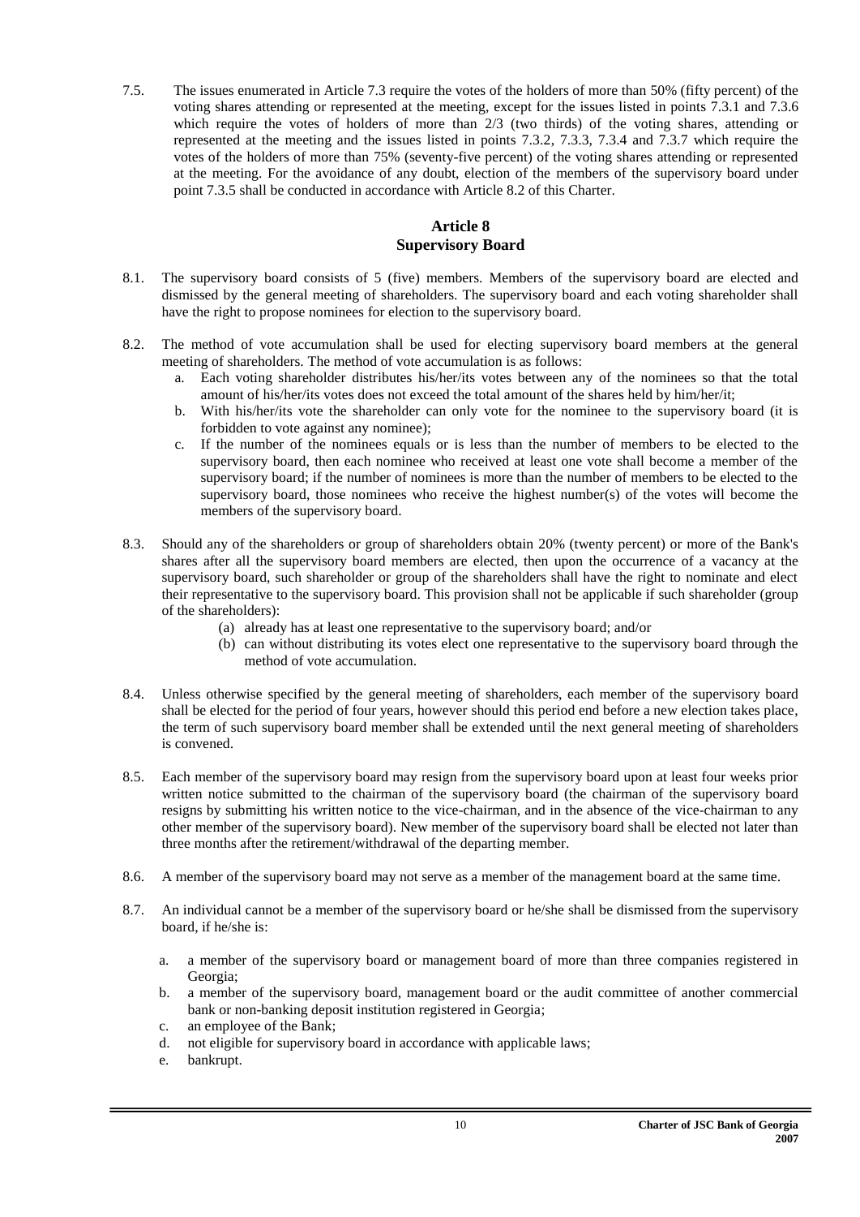7.5. The issues enumerated in Article 7.3 require the votes of the holders of more than 50% (fifty percent) of the voting shares attending or represented at the meeting, except for the issues listed in points 7.3.1 and 7.3.6 which require the votes of holders of more than 2/3 (two thirds) of the voting shares, attending or represented at the meeting and the issues listed in points 7.3.2, 7.3.3, 7.3.4 and 7.3.7 which require the votes of the holders of more than 75% (seventy-five percent) of the voting shares attending or represented at the meeting. For the avoidance of any doubt, election of the members of the supervisory board under point 7.3.5 shall be conducted in accordance with Article 8.2 of this Charter.

## Article 8
## Supervisory Board

8.1. The supervisory board consists of 5 (five) members. Members of the supervisory board are elected and dismissed by the general meeting of shareholders. The supervisory board and each voting shareholder shall have the right to propose nominees for election to the supervisory board.

8.2. The method of vote accumulation shall be used for electing supervisory board members at the general meeting of shareholders. The method of vote accumulation is as follows:

a. Each voting shareholder distributes his/her/its votes between any of the nominees so that the total amount of his/her/its votes does not exceed the total amount of the shares held by him/her/it;
b. With his/her/its vote the shareholder can only vote for the nominee to the supervisory board (it is forbidden to vote against any nominee);
c. If the number of the nominees equals or is less than the number of members to be elected to the supervisory board, then each nominee who received at least one vote shall become a member of the supervisory board; if the number of nominees is more than the number of members to be elected to the supervisory board, those nominees who receive the highest number(s) of the votes will become the members of the supervisory board.

8.3. Should any of the shareholders or group of shareholders obtain 20% (twenty percent) or more of the Bank's shares after all the supervisory board members are elected, then upon the occurrence of a vacancy at the supervisory board, such shareholder or group of the shareholders shall have the right to nominate and elect their representative to the supervisory board. This provision shall not be applicable if such shareholder (group of the shareholders):

(a) already has at least one representative to the supervisory board; and/or
(b) can without distributing its votes elect one representative to the supervisory board through the method of vote accumulation.

8.4. Unless otherwise specified by the general meeting of shareholders, each member of the supervisory board shall be elected for the period of four years, however should this period end before a new election takes place, the term of such supervisory board member shall be extended until the next general meeting of shareholders is convened.

8.5. Each member of the supervisory board may resign from the supervisory board upon at least four weeks prior written notice submitted to the chairman of the supervisory board (the chairman of the supervisory board resigns by submitting his written notice to the vice-chairman, and in the absence of the vice-chairman to any other member of the supervisory board). New member of the supervisory board shall be elected not later than three months after the retirement/withdrawal of the departing member.

8.6. A member of the supervisory board may not serve as a member of the management board at the same time.

8.7. An individual cannot be a member of the supervisory board or he/she shall be dismissed from the supervisory board, if he/she is:

a. a member of the supervisory board or management board of more than three companies registered in Georgia;
b. a member of the supervisory board, management board or the audit committee of another commercial bank or non-banking deposit institution registered in Georgia;
c. an employee of the Bank;
d. not eligible for supervisory board in accordance with applicable laws;
e. bankrupt.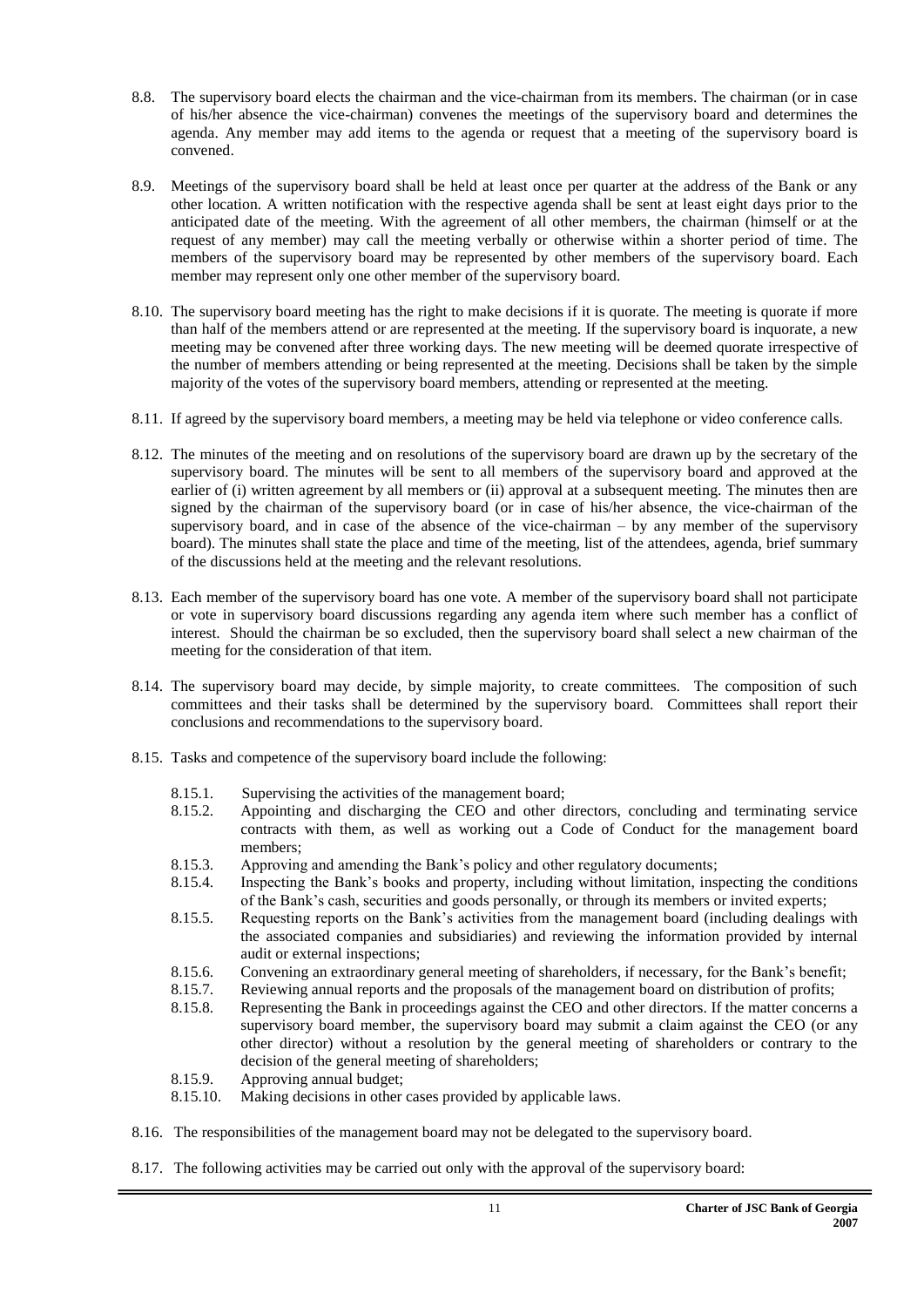8.8. The supervisory board elects the chairman and the vice-chairman from its members. The chairman (or in case of his/her absence the vice-chairman) convenes the meetings of the supervisory board and determines the agenda. Any member may add items to the agenda or request that a meeting of the supervisory board is convened.

8.9. Meetings of the supervisory board shall be held at least once per quarter at the address of the Bank or any other location. A written notification with the respective agenda shall be sent at least eight days prior to the anticipated date of the meeting. With the agreement of all other members, the chairman (himself or at the request of any member) may call the meeting verbally or otherwise within a shorter period of time. The members of the supervisory board may be represented by other members of the supervisory board. Each member may represent only one other member of the supervisory board.

8.10. The supervisory board meeting has the right to make decisions if it is quorate. The meeting is quorate if more than half of the members attend or are represented at the meeting. If the supervisory board is inquorate, a new meeting may be convened after three working days. The new meeting will be deemed quorate irrespective of the number of members attending or being represented at the meeting. Decisions shall be taken by the simple majority of the votes of the supervisory board members, attending or represented at the meeting.

8.11. If agreed by the supervisory board members, a meeting may be held via telephone or video conference calls.

8.12. The minutes of the meeting and on resolutions of the supervisory board are drawn up by the secretary of the supervisory board. The minutes will be sent to all members of the supervisory board and approved at the earlier of (i) written agreement by all members or (ii) approval at a subsequent meeting. The minutes then are signed by the chairman of the supervisory board (or in case of his/her absence, the vice-chairman of the supervisory board, and in case of the absence of the vice-chairman – by any member of the supervisory board). The minutes shall state the place and time of the meeting, list of the attendees, agenda, brief summary of the discussions held at the meeting and the relevant resolutions.

8.13. Each member of the supervisory board has one vote. A member of the supervisory board shall not participate or vote in supervisory board discussions regarding any agenda item where such member has a conflict of interest. Should the chairman be so excluded, then the supervisory board shall select a new chairman of the meeting for the consideration of that item.

8.14. The supervisory board may decide, by simple majority, to create committees. The composition of such committees and their tasks shall be determined by the supervisory board. Committees shall report their conclusions and recommendations to the supervisory board.

8.15. Tasks and competence of the supervisory board include the following:

- 8.15.1. Supervising the activities of the management board;
- 8.15.2. Appointing and discharging the CEO and other directors, concluding and terminating service contracts with them, as well as working out a Code of Conduct for the management board members;
- 8.15.3. Approving and amending the Bank's policy and other regulatory documents;
- 8.15.4. Inspecting the Bank's books and property, including without limitation, inspecting the conditions of the Bank's cash, securities and goods personally, or through its members or invited experts;
- 8.15.5. Requesting reports on the Bank's activities from the management board (including dealings with the associated companies and subsidiaries) and reviewing the information provided by internal audit or external inspections;
- 8.15.6. Convening an extraordinary general meeting of shareholders, if necessary, for the Bank's benefit;
- 8.15.7. Reviewing annual reports and the proposals of the management board on distribution of profits;
- 8.15.8. Representing the Bank in proceedings against the CEO and other directors. If the matter concerns a supervisory board member, the supervisory board may submit a claim against the CEO (or any other director) without a resolution by the general meeting of shareholders or contrary to the decision of the general meeting of shareholders;
- 8.15.9. Approving annual budget;
- 8.15.10. Making decisions in other cases provided by applicable laws.

8.16. The responsibilities of the management board may not be delegated to the supervisory board.

8.17. The following activities may be carried out only with the approval of the supervisory board: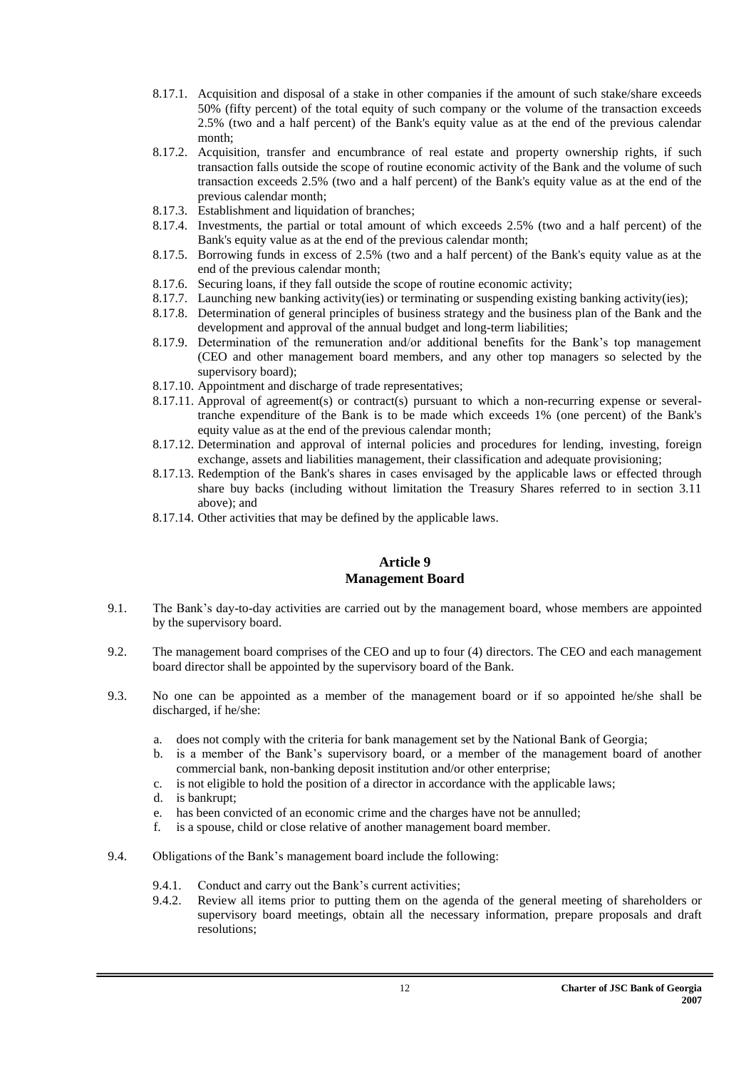8.17.1. Acquisition and disposal of a stake in other companies if the amount of such stake/share exceeds 50% (fifty percent) of the total equity of such company or the volume of the transaction exceeds 2.5% (two and a half percent) of the Bank's equity value as at the end of the previous calendar month;

8.17.2. Acquisition, transfer and encumbrance of real estate and property ownership rights, if such transaction falls outside the scope of routine economic activity of the Bank and the volume of such transaction exceeds 2.5% (two and a half percent) of the Bank's equity value as at the end of the previous calendar month;

8.17.3. Establishment and liquidation of branches;

8.17.4. Investments, the partial or total amount of which exceeds 2.5% (two and a half percent) of the Bank's equity value as at the end of the previous calendar month;

8.17.5. Borrowing funds in excess of 2.5% (two and a half percent) of the Bank's equity value as at the end of the previous calendar month;

8.17.6. Securing loans, if they fall outside the scope of routine economic activity;

8.17.7. Launching new banking activity(ies) or terminating or suspending existing banking activity(ies);

8.17.8. Determination of general principles of business strategy and the business plan of the Bank and the development and approval of the annual budget and long-term liabilities;

8.17.9. Determination of the remuneration and/or additional benefits for the Bank's top management (CEO and other management board members, and any other top managers so selected by the supervisory board);

8.17.10. Appointment and discharge of trade representatives;

8.17.11. Approval of agreement(s) or contract(s) pursuant to which a non-recurring expense or several-tranche expenditure of the Bank is to be made which exceeds 1% (one percent) of the Bank's equity value as at the end of the previous calendar month;

8.17.12. Determination and approval of internal policies and procedures for lending, investing, foreign exchange, assets and liabilities management, their classification and adequate provisioning;

8.17.13. Redemption of the Bank's shares in cases envisaged by the applicable laws or effected through share buy backs (including without limitation the Treasury Shares referred to in section 3.11 above); and

8.17.14. Other activities that may be defined by the applicable laws.

## Article 9
## Management Board

9.1. The Bank's day-to-day activities are carried out by the management board, whose members are appointed by the supervisory board.

9.2. The management board comprises of the CEO and up to four (4) directors. The CEO and each management board director shall be appointed by the supervisory board of the Bank.

9.3. No one can be appointed as a member of the management board or if so appointed he/she shall be discharged, if he/she:

a. does not comply with the criteria for bank management set by the National Bank of Georgia;
b. is a member of the Bank's supervisory board, or a member of the management board of another commercial bank, non-banking deposit institution and/or other enterprise;
c. is not eligible to hold the position of a director in accordance with the applicable laws;
d. is bankrupt;
e. has been convicted of an economic crime and the charges have not be annulled;
f. is a spouse, child or close relative of another management board member.

9.4. Obligations of the Bank's management board include the following:

9.4.1. Conduct and carry out the Bank's current activities;

9.4.2. Review all items prior to putting them on the agenda of the general meeting of shareholders or supervisory board meetings, obtain all the necessary information, prepare proposals and draft resolutions;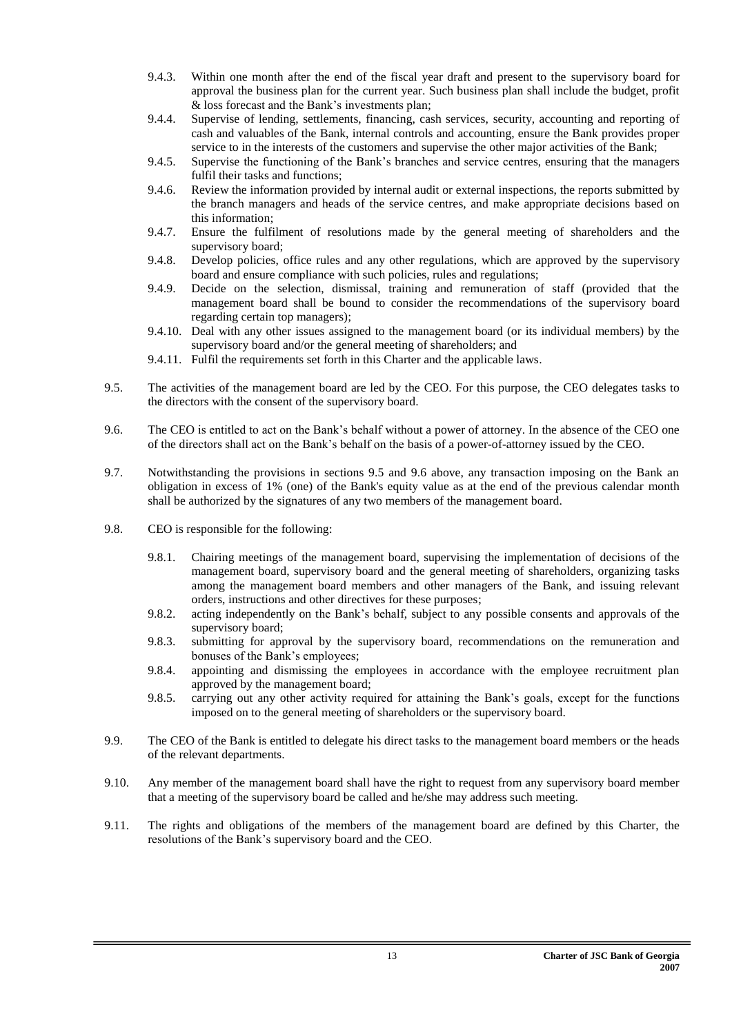9.4.3. Within one month after the end of the fiscal year draft and present to the supervisory board for approval the business plan for the current year. Such business plan shall include the budget, profit & loss forecast and the Bank's investments plan;

9.4.4. Supervise of lending, settlements, financing, cash services, security, accounting and reporting of cash and valuables of the Bank, internal controls and accounting, ensure the Bank provides proper service to in the interests of the customers and supervise the other major activities of the Bank;

9.4.5. Supervise the functioning of the Bank's branches and service centres, ensuring that the managers fulfil their tasks and functions;

9.4.6. Review the information provided by internal audit or external inspections, the reports submitted by the branch managers and heads of the service centres, and make appropriate decisions based on this information;

9.4.7. Ensure the fulfilment of resolutions made by the general meeting of shareholders and the supervisory board;

9.4.8. Develop policies, office rules and any other regulations, which are approved by the supervisory board and ensure compliance with such policies, rules and regulations;

9.4.9. Decide on the selection, dismissal, training and remuneration of staff (provided that the management board shall be bound to consider the recommendations of the supervisory board regarding certain top managers);

9.4.10. Deal with any other issues assigned to the management board (or its individual members) by the supervisory board and/or the general meeting of shareholders; and

9.4.11. Fulfil the requirements set forth in this Charter and the applicable laws.

9.5. The activities of the management board are led by the CEO. For this purpose, the CEO delegates tasks to the directors with the consent of the supervisory board.

9.6. The CEO is entitled to act on the Bank's behalf without a power of attorney. In the absence of the CEO one of the directors shall act on the Bank's behalf on the basis of a power-of-attorney issued by the CEO.

9.7. Notwithstanding the provisions in sections 9.5 and 9.6 above, any transaction imposing on the Bank an obligation in excess of 1% (one) of the Bank's equity value as at the end of the previous calendar month shall be authorized by the signatures of any two members of the management board.

9.8. CEO is responsible for the following:

9.8.1. Chairing meetings of the management board, supervising the implementation of decisions of the management board, supervisory board and the general meeting of shareholders, organizing tasks among the management board members and other managers of the Bank, and issuing relevant orders, instructions and other directives for these purposes;

9.8.2. acting independently on the Bank's behalf, subject to any possible consents and approvals of the supervisory board;

9.8.3. submitting for approval by the supervisory board, recommendations on the remuneration and bonuses of the Bank's employees;

9.8.4. appointing and dismissing the employees in accordance with the employee recruitment plan approved by the management board;

9.8.5. carrying out any other activity required for attaining the Bank's goals, except for the functions imposed on to the general meeting of shareholders or the supervisory board.

9.9. The CEO of the Bank is entitled to delegate his direct tasks to the management board members or the heads of the relevant departments.

9.10. Any member of the management board shall have the right to request from any supervisory board member that a meeting of the supervisory board be called and he/she may address such meeting.

9.11. The rights and obligations of the members of the management board are defined by this Charter, the resolutions of the Bank's supervisory board and the CEO.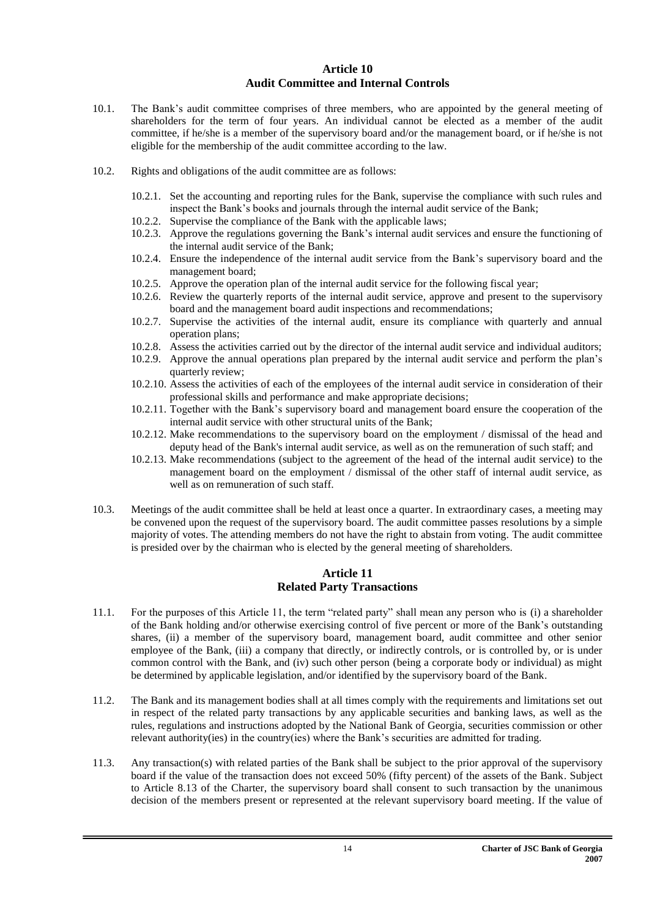## Article 10
## Audit Committee and Internal Controls

10.1. The Bank's audit committee comprises of three members, who are appointed by the general meeting of shareholders for the term of four years. An individual cannot be elected as a member of the audit committee, if he/she is a member of the supervisory board and/or the management board, or if he/she is not eligible for the membership of the audit committee according to the law.

10.2. Rights and obligations of the audit committee are as follows:

10.2.1. Set the accounting and reporting rules for the Bank, supervise the compliance with such rules and inspect the Bank's books and journals through the internal audit service of the Bank;

10.2.2. Supervise the compliance of the Bank with the applicable laws;

10.2.3. Approve the regulations governing the Bank's internal audit services and ensure the functioning of the internal audit service of the Bank;

10.2.4. Ensure the independence of the internal audit service from the Bank's supervisory board and the management board;

10.2.5. Approve the operation plan of the internal audit service for the following fiscal year;

10.2.6. Review the quarterly reports of the internal audit service, approve and present to the supervisory board and the management board audit inspections and recommendations;

10.2.7. Supervise the activities of the internal audit, ensure its compliance with quarterly and annual operation plans;

10.2.8. Assess the activities carried out by the director of the internal audit service and individual auditors;

10.2.9. Approve the annual operations plan prepared by the internal audit service and perform the plan's quarterly review;

10.2.10. Assess the activities of each of the employees of the internal audit service in consideration of their professional skills and performance and make appropriate decisions;

10.2.11. Together with the Bank's supervisory board and management board ensure the cooperation of the internal audit service with other structural units of the Bank;

10.2.12. Make recommendations to the supervisory board on the employment / dismissal of the head and deputy head of the Bank's internal audit service, as well as on the remuneration of such staff; and

10.2.13. Make recommendations (subject to the agreement of the head of the internal audit service) to the management board on the employment / dismissal of the other staff of internal audit service, as well as on remuneration of such staff.

10.3. Meetings of the audit committee shall be held at least once a quarter. In extraordinary cases, a meeting may be convened upon the request of the supervisory board. The audit committee passes resolutions by a simple majority of votes. The attending members do not have the right to abstain from voting. The audit committee is presided over by the chairman who is elected by the general meeting of shareholders.

## Article 11
## Related Party Transactions

11.1. For the purposes of this Article 11, the term "related party" shall mean any person who is (i) a shareholder of the Bank holding and/or otherwise exercising control of five percent or more of the Bank's outstanding shares, (ii) a member of the supervisory board, management board, audit committee and other senior employee of the Bank, (iii) a company that directly, or indirectly controls, or is controlled by, or is under common control with the Bank, and (iv) such other person (being a corporate body or individual) as might be determined by applicable legislation, and/or identified by the supervisory board of the Bank.

11.2. The Bank and its management bodies shall at all times comply with the requirements and limitations set out in respect of the related party transactions by any applicable securities and banking laws, as well as the rules, regulations and instructions adopted by the National Bank of Georgia, securities commission or other relevant authority(ies) in the country(ies) where the Bank's securities are admitted for trading.

11.3. Any transaction(s) with related parties of the Bank shall be subject to the prior approval of the supervisory board if the value of the transaction does not exceed 50% (fifty percent) of the assets of the Bank. Subject to Article 8.13 of the Charter, the supervisory board shall consent to such transaction by the unanimous decision of the members present or represented at the relevant supervisory board meeting. If the value of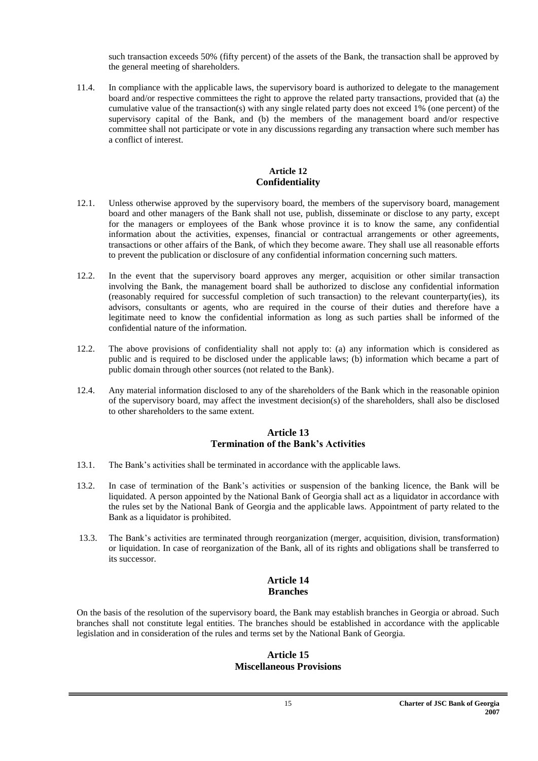such transaction exceeds 50% (fifty percent) of the assets of the Bank, the transaction shall be approved by the general meeting of shareholders.

11.4. In compliance with the applicable laws, the supervisory board is authorized to delegate to the management board and/or respective committees the right to approve the related party transactions, provided that (a) the cumulative value of the transaction(s) with any single related party does not exceed 1% (one percent) of the supervisory capital of the Bank, and (b) the members of the management board and/or respective committee shall not participate or vote in any discussions regarding any transaction where such member has a conflict of interest.

## Article 12
## Confidentiality

12.1. Unless otherwise approved by the supervisory board, the members of the supervisory board, management board and other managers of the Bank shall not use, publish, disseminate or disclose to any party, except for the managers or employees of the Bank whose province it is to know the same, any confidential information about the activities, expenses, financial or contractual arrangements or other agreements, transactions or other affairs of the Bank, of which they become aware. They shall use all reasonable efforts to prevent the publication or disclosure of any confidential information concerning such matters.

12.2. In the event that the supervisory board approves any merger, acquisition or other similar transaction involving the Bank, the management board shall be authorized to disclose any confidential information (reasonably required for successful completion of such transaction) to the relevant counterparty(ies), its advisors, consultants or agents, who are required in the course of their duties and therefore have a legitimate need to know the confidential information as long as such parties shall be informed of the confidential nature of the information.

12.2. The above provisions of confidentiality shall not apply to: (a) any information which is considered as public and is required to be disclosed under the applicable laws; (b) information which became a part of public domain through other sources (not related to the Bank).

12.4. Any material information disclosed to any of the shareholders of the Bank which in the reasonable opinion of the supervisory board, may affect the investment decision(s) of the shareholders, shall also be disclosed to other shareholders to the same extent.

## Article 13
## Termination of the Bank's Activities

13.1. The Bank's activities shall be terminated in accordance with the applicable laws.

13.2. In case of termination of the Bank's activities or suspension of the banking licence, the Bank will be liquidated. A person appointed by the National Bank of Georgia shall act as a liquidator in accordance with the rules set by the National Bank of Georgia and the applicable laws. Appointment of party related to the Bank as a liquidator is prohibited.

13.3. The Bank's activities are terminated through reorganization (merger, acquisition, division, transformation) or liquidation. In case of reorganization of the Bank, all of its rights and obligations shall be transferred to its successor.

## Article 14
## Branches

On the basis of the resolution of the supervisory board, the Bank may establish branches in Georgia or abroad. Such branches shall not constitute legal entities. The branches should be established in accordance with the applicable legislation and in consideration of the rules and terms set by the National Bank of Georgia.

## Article 15
## Miscellaneous Provisions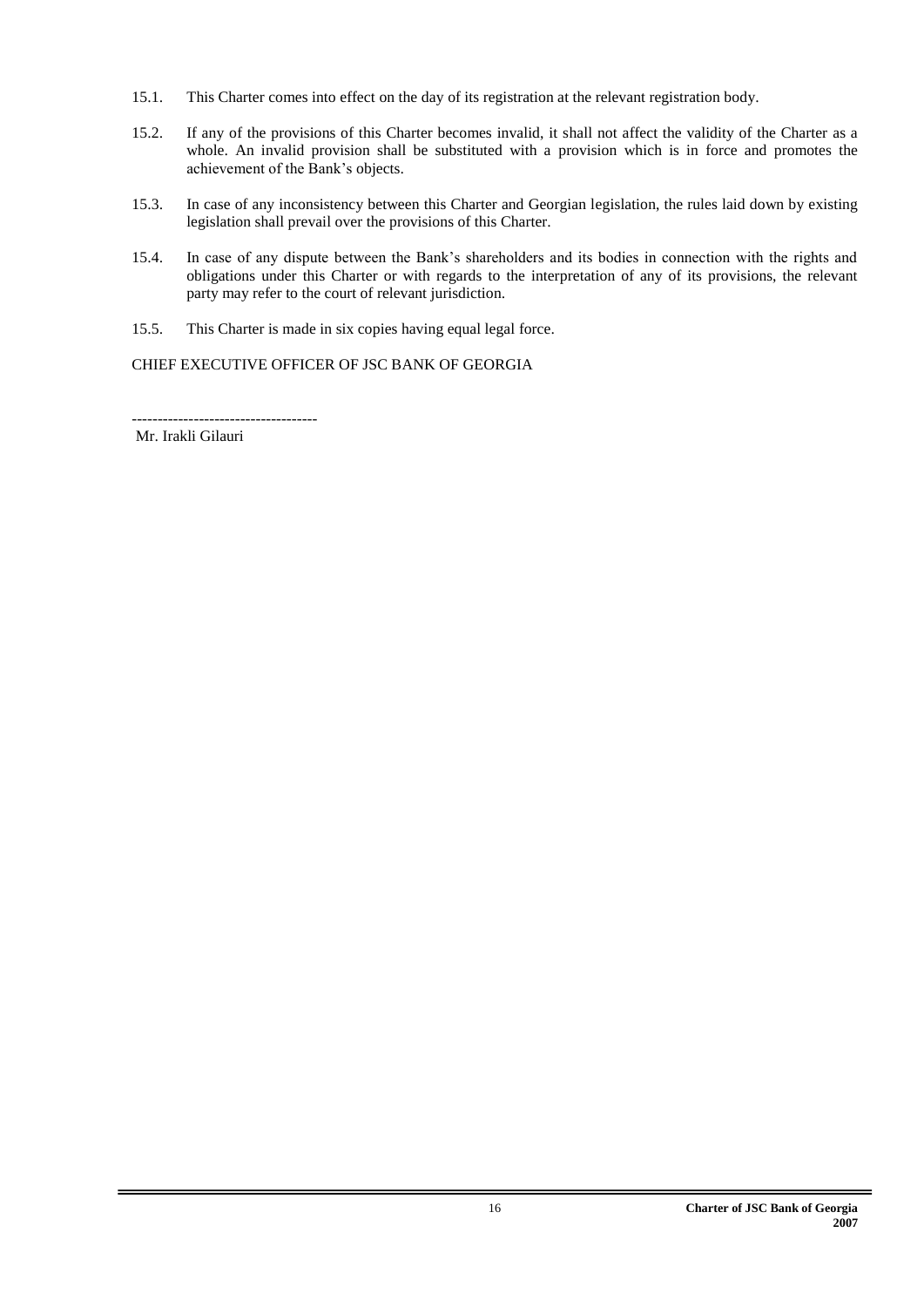15.1. This Charter comes into effect on the day of its registration at the relevant registration body.

15.2. If any of the provisions of this Charter becomes invalid, it shall not affect the validity of the Charter as a whole. An invalid provision shall be substituted with a provision which is in force and promotes the achievement of the Bank's objects.

15.3. In case of any inconsistency between this Charter and Georgian legislation, the rules laid down by existing legislation shall prevail over the provisions of this Charter.

15.4. In case of any dispute between the Bank's shareholders and its bodies in connection with the rights and obligations under this Charter or with regards to the interpretation of any of its provisions, the relevant party may refer to the court of relevant jurisdiction.

15.5. This Charter is made in six copies having equal legal force.

CHIEF EXECUTIVE OFFICER OF JSC BANK OF GEORGIA

------------------------------------

Mr. Irakli Gilauri